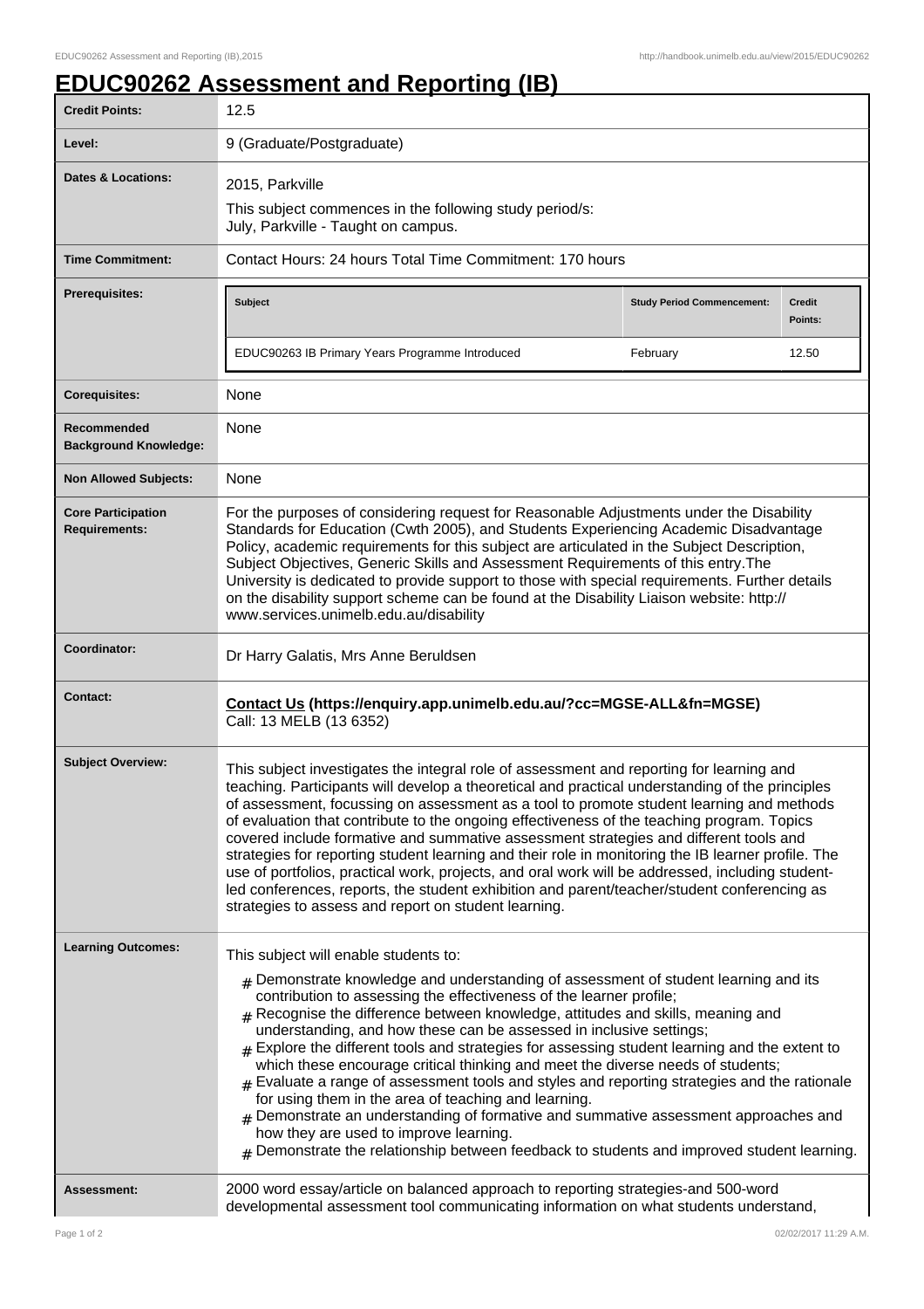# EDUC90262 Assessment and Reporting (IB)

| | |
|---|---|
| **Credit Points:** | 12.5 |
| **Level:** | 9 (Graduate/Postgraduate) |
| **Dates & Locations:** | 2015, Parkville<br>This subject commences in the following study period/s:<br>July, Parkville - Taught on campus. |
| **Time Commitment:** | Contact Hours: 24 hours Total Time Commitment: 170 hours |
| **Prerequisites:** | **Subject** / **Study Period Commencement:** / **Credit Points:**<br>EDUC90263 IB Primary Years Programme Introduced / February / 12.50 |
| **Corequisites:** | None |
| **Recommended Background Knowledge:** | None |
| **Non Allowed Subjects:** | None |
| **Core Participation Requirements:** | For the purposes of considering request for Reasonable Adjustments under the Disability Standards for Education (Cwth 2005), and Students Experiencing Academic Disadvantage Policy, academic requirements for this subject are articulated in the Subject Description, Subject Objectives, Generic Skills and Assessment Requirements of this entry.The University is dedicated to provide support to those with special requirements. Further details on the disability support scheme can be found at the Disability Liaison website: http://www.services.unimelb.edu.au/disability |
| **Coordinator:** | Dr Harry Galatis, Mrs Anne Beruldsen |
| **Contact:** | **Contact Us (https://enquiry.app.unimelb.edu.au/?cc=MGSE-ALL&fn=MGSE)**<br>Call: 13 MELB (13 6352) |
| **Subject Overview:** | This subject investigates the integral role of assessment and reporting for learning and teaching. Participants will develop a theoretical and practical understanding of the principles of assessment, focussing on assessment as a tool to promote student learning and methods of evaluation that contribute to the ongoing effectiveness of the teaching program. Topics covered include formative and summative assessment strategies and different tools and strategies for reporting student learning and their role in monitoring the IB learner profile. The use of portfolios, practical work, projects, and oral work will be addressed, including student-led conferences, reports, the student exhibition and parent/teacher/student conferencing as strategies to assess and report on student learning. |
| **Learning Outcomes:** | This subject will enable students to:<br># Demonstrate knowledge and understanding of assessment of student learning and its contribution to assessing the effectiveness of the learner profile;<br># Recognise the difference between knowledge, attitudes and skills, meaning and understanding, and how these can be assessed in inclusive settings;<br># Explore the different tools and strategies for assessing student learning and the extent to which these encourage critical thinking and meet the diverse needs of students;<br># Evaluate a range of assessment tools and styles and reporting strategies and the rationale for using them in the area of teaching and learning.<br># Demonstrate an understanding of formative and summative assessment approaches and how they are used to improve learning.<br># Demonstrate the relationship between feedback to students and improved student learning. |
| **Assessment:** | 2000 word essay/article on balanced approach to reporting strategies-and 500-word developmental assessment tool communicating information on what students understand, |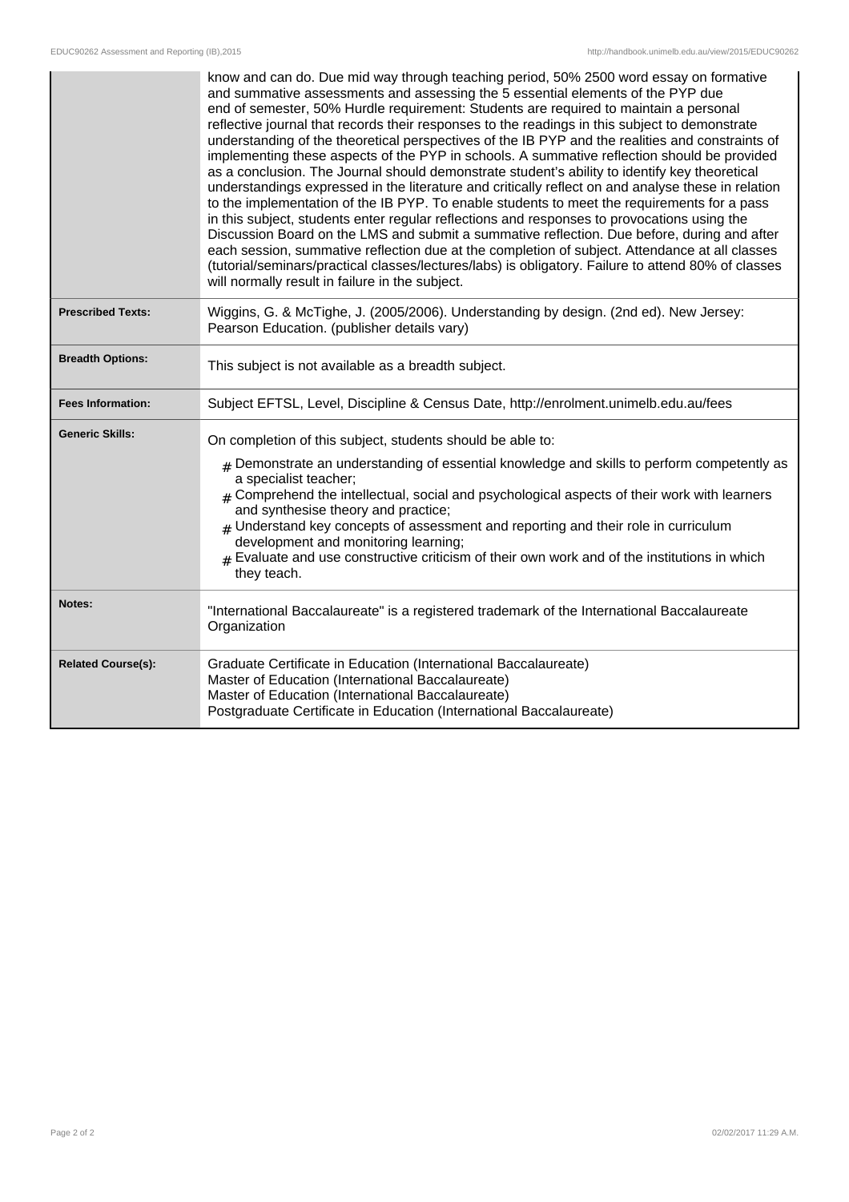| | |
|---|---|
| | know and can do. Due mid way through teaching period, 50% 2500 word essay on formative and summative assessments and assessing the 5 essential elements of the PYP due end of semester, 50% Hurdle requirement: Students are required to maintain a personal reflective journal that records their responses to the readings in this subject to demonstrate understanding of the theoretical perspectives of the IB PYP and the realities and constraints of implementing these aspects of the PYP in schools. A summative reflection should be provided as a conclusion. The Journal should demonstrate student's ability to identify key theoretical understandings expressed in the literature and critically reflect on and analyse these in relation to the implementation of the IB PYP. To enable students to meet the requirements for a pass in this subject, students enter regular reflections and responses to provocations using the Discussion Board on the LMS and submit a summative reflection. Due before, during and after each session, summative reflection due at the completion of subject. Attendance at all classes (tutorial/seminars/practical classes/lectures/labs) is obligatory. Failure to attend 80% of classes will normally result in failure in the subject. |
| **Prescribed Texts:** | Wiggins, G. & McTighe, J. (2005/2006). Understanding by design. (2nd ed). New Jersey: Pearson Education. (publisher details vary) |
| **Breadth Options:** | This subject is not available as a breadth subject. |
| **Fees Information:** | Subject EFTSL, Level, Discipline & Census Date, http://enrolment.unimelb.edu.au/fees |
| **Generic Skills:** | On completion of this subject, students should be able to:<br># Demonstrate an understanding of essential knowledge and skills to perform competently as a specialist teacher;<br># Comprehend the intellectual, social and psychological aspects of their work with learners and synthesise theory and practice;<br># Understand key concepts of assessment and reporting and their role in curriculum development and monitoring learning;<br># Evaluate and use constructive criticism of their own work and of the institutions in which they teach. |
| **Notes:** | "International Baccalaureate" is a registered trademark of the International Baccalaureate Organization |
| **Related Course(s):** | Graduate Certificate in Education (International Baccalaureate)<br>Master of Education (International Baccalaureate)<br>Master of Education (International Baccalaureate)<br>Postgraduate Certificate in Education (International Baccalaureate) |